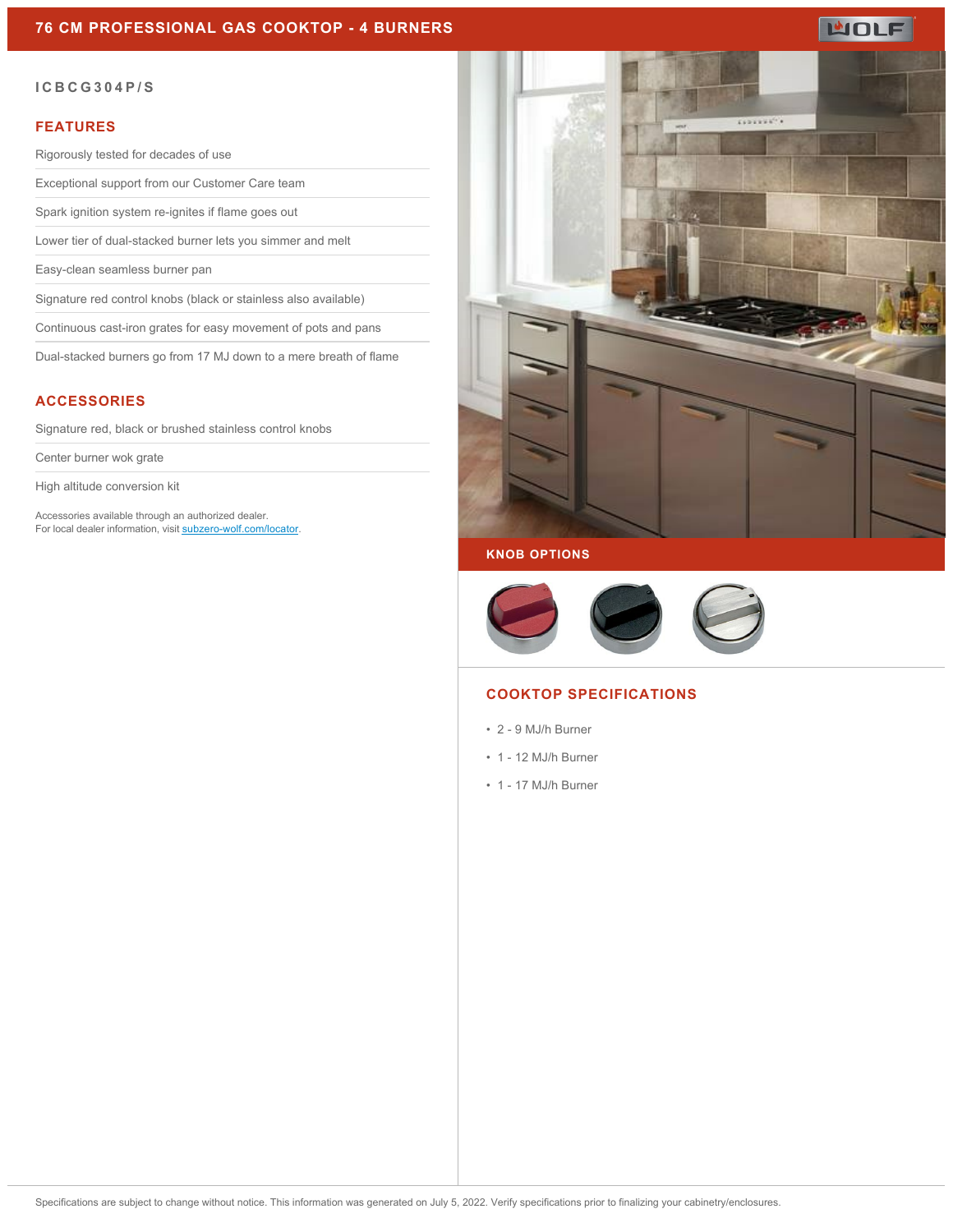# 76 CM PROFESSIONAL GAS COOKTOP - 4 BURNERS

ICBCG304P/S

## FEATURES

- Rigorously tested for decades of use
- Exceptional support from our Customer Care team
- Spark ignition system re-ignites if flame goes out
- Lower tier of dual-stacked burner lets you simmer and melt
- Easy-clean seamless burner pan
- Signature red control knobs (black or stainless also available)
- Continuous cast-iron grates for easy movement of pots and pans
- Dual-stacked burners go from 17 MJ down to a mere breath of flame

## ACCESSORIES

- Signature red, black or brushed stainless control knobs
- Center burner wok grate
- High altitude conversion kit

Accessories available through an authorized dealer.
For local dealer information, visit [subzero-wolf.com/locator](subzero-wolf.com/locator).

## KNOB OPTIONS

## COOKTOP SPECIFICATIONS

- 2 - 9 MJ/h Burner
- 1 - 12 MJ/h Burner
- 1 - 17 MJ/h Burner

Specifications are subject to change without notice. This information was generated on July 5, 2022. Verify specifications prior to finalizing your cabinetry/enclosures.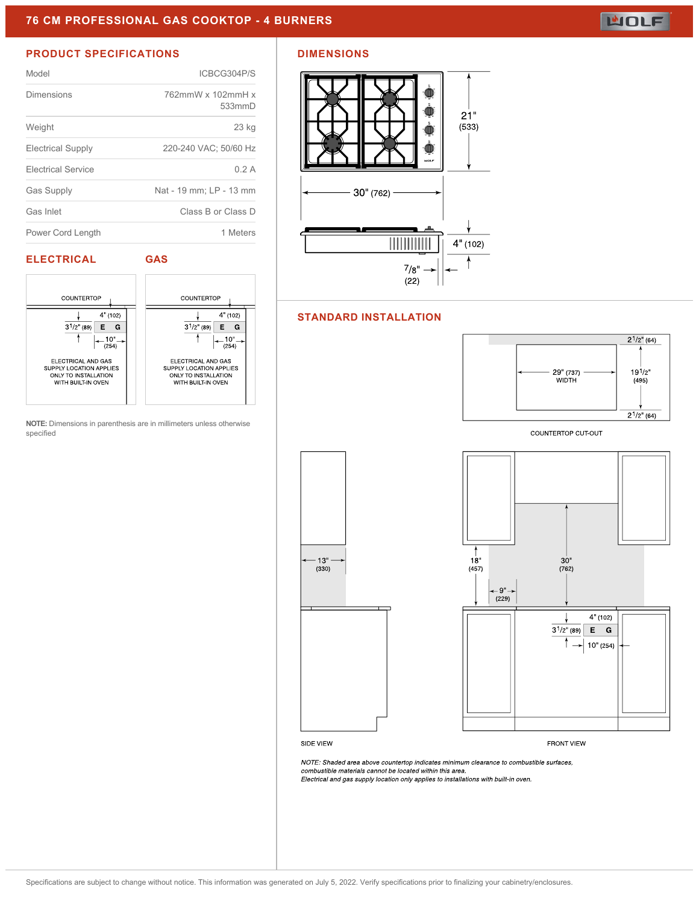# 76 CM PROFESSIONAL GAS COOKTOP - 4 BURNERS

## PRODUCT SPECIFICATIONS

| | |
|---|---|
| Model | ICBCG304P/S |
| Dimensions | 762mmW x 102mmH x 533mmD |
| Weight | 23 kg |
| Electrical Supply | 220-240 VAC; 50/60 Hz |
| Electrical Service | 0.2 A |
| Gas Supply | Nat - 19 mm; LP - 13 mm |
| Gas Inlet | Class B or Class D |
| Power Cord Length | 1 Meters |

## ELECTRICAL

COUNTERTOP

4" (102)

3 1/2" (89) E G

10" (254)

ELECTRICAL AND GAS SUPPLY LOCATION APPLIES ONLY TO INSTALLATION WITH BUILT-IN OVEN

## GAS

COUNTERTOP

4" (102)

3 1/2" (89) E G

10" (254)

ELECTRICAL AND GAS SUPPLY LOCATION APPLIES ONLY TO INSTALLATION WITH BUILT-IN OVEN

**NOTE:** Dimensions in parenthesis are in millimeters unless otherwise specified

## DIMENSIONS

21" (533)

30" (762)

4" (102)

7/8" (22)

## STANDARD INSTALLATION

2 1/2" (64)

29" (737) WIDTH

19 1/2" (495)

2 1/2" (64)

COUNTERTOP CUT-OUT

13" (330)

18" (457)

30" (762)

9" (229)

4" (102)

3 1/2" (89) E G

10" (254)

SIDE VIEW

FRONT VIEW

*NOTE: Shaded area above countertop indicates minimum clearance to combustible surfaces, combustible materials cannot be located within this area.*
*Electrical and gas supply location only applies to installations with built-in oven.*

Specifications are subject to change without notice. This information was generated on July 5, 2022. Verify specifications prior to finalizing your cabinetry/enclosures.